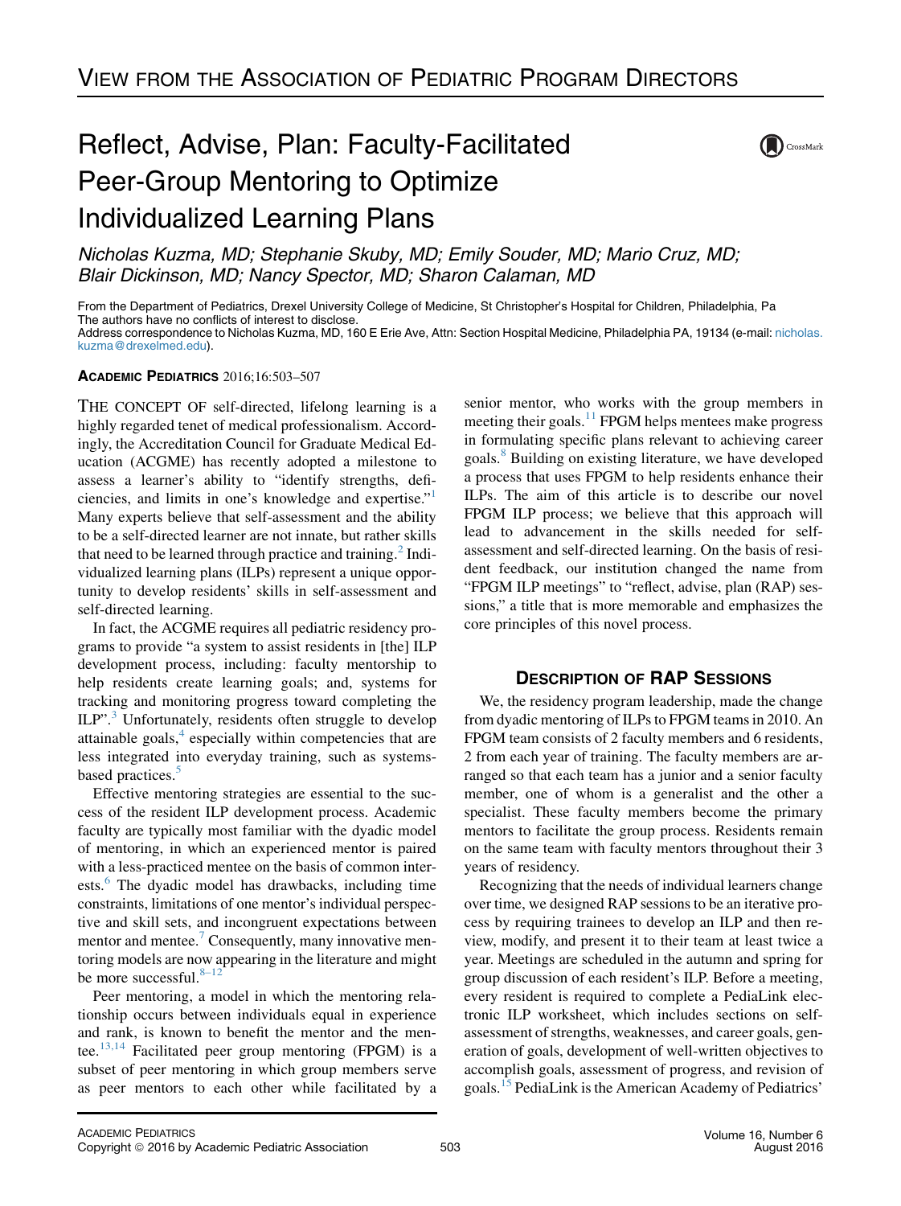VIEW FROM THE ASSOCIATION OF PEDIATRIC PROGRAM DIRECTORS

# Reflect, Advise, Plan: Faculty-Facilitated Peer-Group Mentoring to Optimize Individualized Learning Plans

*Nicholas Kuzma, MD; Stephanie Skuby, MD; Emily Souder, MD; Mario Cruz, MD; Blair Dickinson, MD; Nancy Spector, MD; Sharon Calaman, MD*

From the Department of Pediatrics, Drexel University College of Medicine, St Christopher's Hospital for Children, Philadelphia, Pa
The authors have no conflicts of interest to disclose.
Address correspondence to Nicholas Kuzma, MD, 160 E Erie Ave, Attn: Section Hospital Medicine, Philadelphia PA, 19134 (e-mail: nicholas.kuzma@drexelmed.edu).

**ACADEMIC PEDIATRICS** 2016;16:503–507

THE CONCEPT OF self-directed, lifelong learning is a highly regarded tenet of medical professionalism. Accordingly, the Accreditation Council for Graduate Medical Education (ACGME) has recently adopted a milestone to assess a learner's ability to "identify strengths, deficiencies, and limits in one's knowledge and expertise."[1] Many experts believe that self-assessment and the ability to be a self-directed learner are not innate, but rather skills that need to be learned through practice and training.[2] Individualized learning plans (ILPs) represent a unique opportunity to develop residents' skills in self-assessment and self-directed learning.

In fact, the ACGME requires all pediatric residency programs to provide "a system to assist residents in [the] ILP development process, including: faculty mentorship to help residents create learning goals; and, systems for tracking and monitoring progress toward completing the ILP".[3] Unfortunately, residents often struggle to develop attainable goals,[4] especially within competencies that are less integrated into everyday training, such as systems-based practices.[5]

Effective mentoring strategies are essential to the success of the resident ILP development process. Academic faculty are typically most familiar with the dyadic model of mentoring, in which an experienced mentor is paired with a less-practiced mentee on the basis of common interests.[6] The dyadic model has drawbacks, including time constraints, limitations of one mentor's individual perspective and skill sets, and incongruent expectations between mentor and mentee.[7] Consequently, many innovative mentoring models are now appearing in the literature and might be more successful.[8–12]

Peer mentoring, a model in which the mentoring relationship occurs between individuals equal in experience and rank, is known to benefit the mentor and the mentee.[13,14] Facilitated peer group mentoring (FPGM) is a subset of peer mentoring in which group members serve as peer mentors to each other while facilitated by a senior mentor, who works with the group members in meeting their goals.[11] FPGM helps mentees make progress in formulating specific plans relevant to achieving career goals.[8] Building on existing literature, we have developed a process that uses FPGM to help residents enhance their ILPs. The aim of this article is to describe our novel FPGM ILP process; we believe that this approach will lead to advancement in the skills needed for self-assessment and self-directed learning. On the basis of resident feedback, our institution changed the name from "FPGM ILP meetings" to "reflect, advise, plan (RAP) sessions," a title that is more memorable and emphasizes the core principles of this novel process.

## DESCRIPTION OF RAP SESSIONS

We, the residency program leadership, made the change from dyadic mentoring of ILPs to FPGM teams in 2010. An FPGM team consists of 2 faculty members and 6 residents, 2 from each year of training. The faculty members are arranged so that each team has a junior and a senior faculty member, one of whom is a generalist and the other a specialist. These faculty members become the primary mentors to facilitate the group process. Residents remain on the same team with faculty mentors throughout their 3 years of residency.

Recognizing that the needs of individual learners change over time, we designed RAP sessions to be an iterative process by requiring trainees to develop an ILP and then review, modify, and present it to their team at least twice a year. Meetings are scheduled in the autumn and spring for group discussion of each resident's ILP. Before a meeting, every resident is required to complete a PediaLink electronic ILP worksheet, which includes sections on self-assessment of strengths, weaknesses, and career goals, generation of goals, development of well-written objectives to accomplish goals, assessment of progress, and revision of goals.[15] PediaLink is the American Academy of Pediatrics'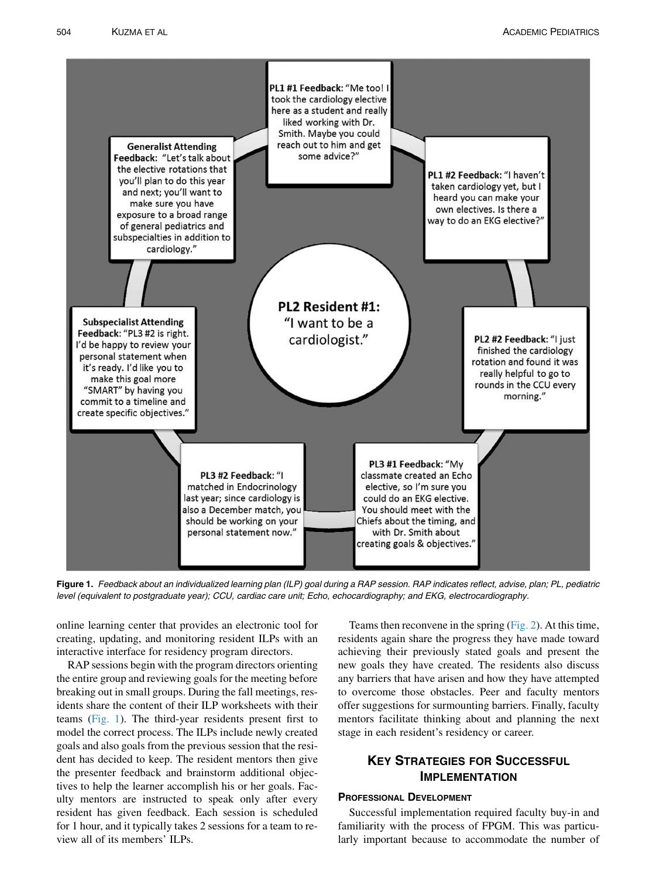**PL2 Resident #1:** "I want to be a cardiologist."

**PL1 #1 Feedback:** "Me too! I took the cardiology elective here as a student and really liked working with Dr. Smith. Maybe you could reach out to him and get some advice?"

**PL1 #2 Feedback:** "I haven't taken cardiology yet, but I heard you can make your own electives. Is there a way to do an EKG elective?"

**PL2 #2 Feedback:** "I just finished the cardiology rotation and found it was really helpful to go to rounds in the CCU every morning."

**PL3 #1 Feedback:** "My classmate created an Echo elective, so I'm sure you could do an EKG elective. You should meet with the Chiefs about the timing, and with Dr. Smith about creating goals & objectives."

**PL3 #2 Feedback:** "I matched in Endocrinology last year; since cardiology is also a December match, you should be working on your personal statement now."

**Subspecialist Attending Feedback:** "PL3 #2 is right. I'd be happy to review your personal statement when it's ready. I'd like you to make this goal more "SMART" by having you commit to a timeline and create specific objectives."

**Generalist Attending Feedback:** "Let's talk about the elective rotations that you'll plan to do this year and next; you'll want to make sure you have exposure to a broad range of general pediatrics and subspecialties in addition to cardiology."

**Figure 1.** *Feedback about an individualized learning plan (ILP) goal during a RAP session. RAP indicates reflect, advise, plan; PL, pediatric level (equivalent to postgraduate year); CCU, cardiac care unit; Echo, echocardiography; and EKG, electrocardiography.*

online learning center that provides an electronic tool for creating, updating, and monitoring resident ILPs with an interactive interface for residency program directors.

RAP sessions begin with the program directors orienting the entire group and reviewing goals for the meeting before breaking out in small groups. During the fall meetings, residents share the content of their ILP worksheets with their teams (Fig. 1). The third-year residents present first to model the correct process. The ILPs include newly created goals and also goals from the previous session that the resident has decided to keep. The resident mentors then give the presenter feedback and brainstorm additional objectives to help the learner accomplish his or her goals. Faculty mentors are instructed to speak only after every resident has given feedback. Each session is scheduled for 1 hour, and it typically takes 2 sessions for a team to review all of its members' ILPs.

Teams then reconvene in the spring (Fig. 2). At this time, residents again share the progress they have made toward achieving their previously stated goals and present the new goals they have created. The residents also discuss any barriers that have arisen and how they have attempted to overcome those obstacles. Peer and faculty mentors offer suggestions for surmounting barriers. Finally, faculty mentors facilitate thinking about and planning the next stage in each resident's residency or career.

## Key Strategies for Successful Implementation

### Professional Development

Successful implementation required faculty buy-in and familiarity with the process of FPGM. This was particularly important because to accommodate the number of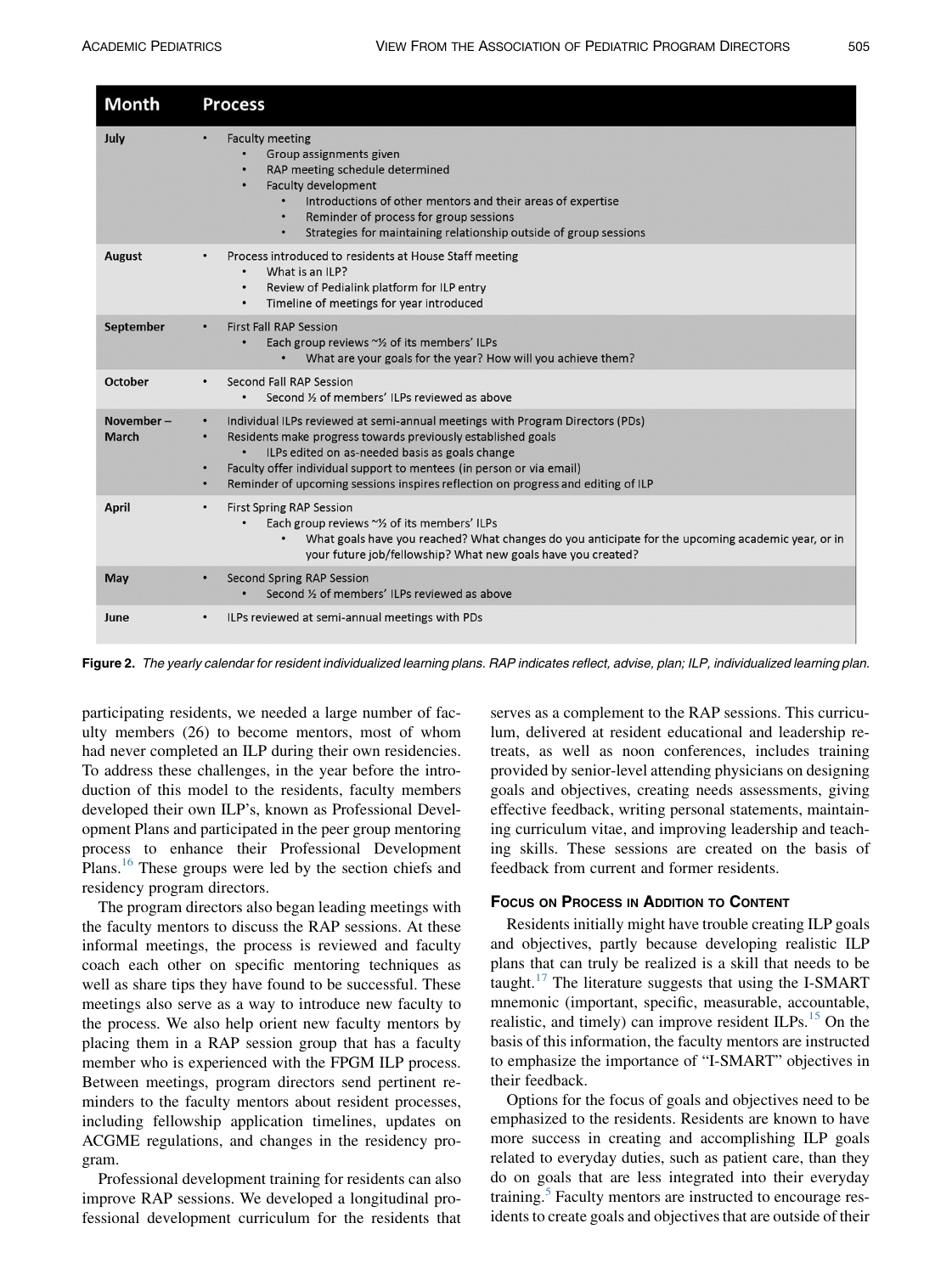| Month | Process |
|---|---|
| July | • Faculty meeting<br>  • Group assignments given<br>  • RAP meeting schedule determined<br>  • Faculty development<br>    • Introductions of other mentors and their areas of expertise<br>    • Reminder of process for group sessions<br>    • Strategies for maintaining relationship outside of group sessions |
| August | • Process introduced to residents at House Staff meeting<br>  • What is an ILP?<br>  • Review of Pedialink platform for ILP entry<br>  • Timeline of meetings for year introduced |
| September | • First Fall RAP Session<br>  • Each group reviews ~½ of its members' ILPs<br>    • What are your goals for the year? How will you achieve them? |
| October | • Second Fall RAP Session<br>  • Second ½ of members' ILPs reviewed as above |
| November – March | • Individual ILPs reviewed at semi-annual meetings with Program Directors (PDs)<br>• Residents make progress towards previously established goals<br>  • ILPs edited on as-needed basis as goals change<br>• Faculty offer individual support to mentees (in person or via email)<br>• Reminder of upcoming sessions inspires reflection on progress and editing of ILP |
| April | • First Spring RAP Session<br>  • Each group reviews ~½ of its members' ILPs<br>    • What goals have you reached? What changes do you anticipate for the upcoming academic year, or in your future job/fellowship? What new goals have you created? |
| May | • Second Spring RAP Session<br>  • Second ½ of members' ILPs reviewed as above |
| June | • ILPs reviewed at semi-annual meetings with PDs |

**Figure 2.** *The yearly calendar for resident individualized learning plans. RAP indicates reflect, advise, plan; ILP, individualized learning plan.*

participating residents, we needed a large number of faculty members (26) to become mentors, most of whom had never completed an ILP during their own residencies. To address these challenges, in the year before the introduction of this model to the residents, faculty members developed their own ILP's, known as Professional Development Plans and participated in the peer group mentoring process to enhance their Professional Development Plans.[16] These groups were led by the section chiefs and residency program directors.

The program directors also began leading meetings with the faculty mentors to discuss the RAP sessions. At these informal meetings, the process is reviewed and faculty coach each other on specific mentoring techniques as well as share tips they have found to be successful. These meetings also serve as a way to introduce new faculty to the process. We also help orient new faculty mentors by placing them in a RAP session group that has a faculty member who is experienced with the FPGM ILP process. Between meetings, program directors send pertinent reminders to the faculty mentors about resident processes, including fellowship application timelines, updates on ACGME regulations, and changes in the residency program.

Professional development training for residents can also improve RAP sessions. We developed a longitudinal professional development curriculum for the residents that serves as a complement to the RAP sessions. This curriculum, delivered at resident educational and leadership retreats, as well as noon conferences, includes training provided by senior-level attending physicians on designing goals and objectives, creating needs assessments, giving effective feedback, writing personal statements, maintaining curriculum vitae, and improving leadership and teaching skills. These sessions are created on the basis of feedback from current and former residents.

## Focus on Process in Addition to Content

Residents initially might have trouble creating ILP goals and objectives, partly because developing realistic ILP plans that can truly be realized is a skill that needs to be taught.[17] The literature suggests that using the I-SMART mnemonic (important, specific, measurable, accountable, realistic, and timely) can improve resident ILPs.[15] On the basis of this information, the faculty mentors are instructed to emphasize the importance of "I-SMART" objectives in their feedback.

Options for the focus of goals and objectives need to be emphasized to the residents. Residents are known to have more success in creating and accomplishing ILP goals related to everyday duties, such as patient care, than they do on goals that are less integrated into their everyday training.[5] Faculty mentors are instructed to encourage residents to create goals and objectives that are outside of their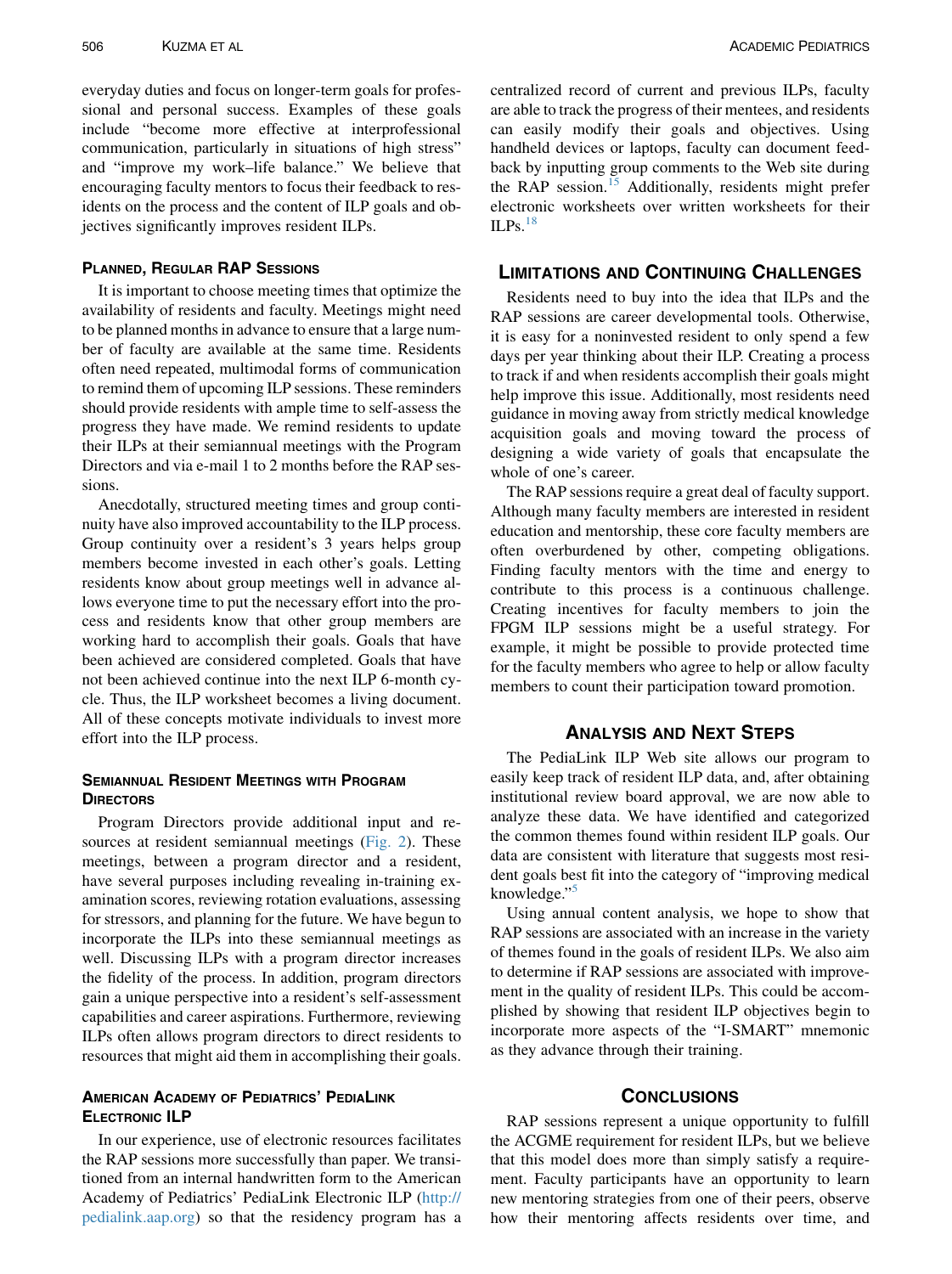everyday duties and focus on longer-term goals for professional and personal success. Examples of these goals include "become more effective at interprofessional communication, particularly in situations of high stress" and "improve my work–life balance." We believe that encouraging faculty mentors to focus their feedback to residents on the process and the content of ILP goals and objectives significantly improves resident ILPs.

### Planned, Regular RAP Sessions

It is important to choose meeting times that optimize the availability of residents and faculty. Meetings might need to be planned months in advance to ensure that a large number of faculty are available at the same time. Residents often need repeated, multimodal forms of communication to remind them of upcoming ILP sessions. These reminders should provide residents with ample time to self-assess the progress they have made. We remind residents to update their ILPs at their semiannual meetings with the Program Directors and via e-mail 1 to 2 months before the RAP sessions.

Anecdotally, structured meeting times and group continuity have also improved accountability to the ILP process. Group continuity over a resident's 3 years helps group members become invested in each other's goals. Letting residents know about group meetings well in advance allows everyone time to put the necessary effort into the process and residents know that other group members are working hard to accomplish their goals. Goals that have been achieved are considered completed. Goals that have not been achieved continue into the next ILP 6-month cycle. Thus, the ILP worksheet becomes a living document. All of these concepts motivate individuals to invest more effort into the ILP process.

### Semiannual Resident Meetings with Program Directors

Program Directors provide additional input and resources at resident semiannual meetings (Fig. 2). These meetings, between a program director and a resident, have several purposes including revealing in-training examination scores, reviewing rotation evaluations, assessing for stressors, and planning for the future. We have begun to incorporate the ILPs into these semiannual meetings as well. Discussing ILPs with a program director increases the fidelity of the process. In addition, program directors gain a unique perspective into a resident's self-assessment capabilities and career aspirations. Furthermore, reviewing ILPs often allows program directors to direct residents to resources that might aid them in accomplishing their goals.

### American Academy of Pediatrics' PediaLink Electronic ILP

In our experience, use of electronic resources facilitates the RAP sessions more successfully than paper. We transitioned from an internal handwritten form to the American Academy of Pediatrics' PediaLink Electronic ILP (http://pedialink.aap.org) so that the residency program has a centralized record of current and previous ILPs, faculty are able to track the progress of their mentees, and residents can easily modify their goals and objectives. Using handheld devices or laptops, faculty can document feedback by inputting group comments to the Web site during the RAP session.[15] Additionally, residents might prefer electronic worksheets over written worksheets for their ILPs.[18]

## Limitations and Continuing Challenges

Residents need to buy into the idea that ILPs and the RAP sessions are career developmental tools. Otherwise, it is easy for a noninvested resident to only spend a few days per year thinking about their ILP. Creating a process to track if and when residents accomplish their goals might help improve this issue. Additionally, most residents need guidance in moving away from strictly medical knowledge acquisition goals and moving toward the process of designing a wide variety of goals that encapsulate the whole of one's career.

The RAP sessions require a great deal of faculty support. Although many faculty members are interested in resident education and mentorship, these core faculty members are often overburdened by other, competing obligations. Finding faculty mentors with the time and energy to contribute to this process is a continuous challenge. Creating incentives for faculty members to join the FPGM ILP sessions might be a useful strategy. For example, it might be possible to provide protected time for the faculty members who agree to help or allow faculty members to count their participation toward promotion.

## Analysis and Next Steps

The PediaLink ILP Web site allows our program to easily keep track of resident ILP data, and, after obtaining institutional review board approval, we are now able to analyze these data. We have identified and categorized the common themes found within resident ILP goals. Our data are consistent with literature that suggests most resident goals best fit into the category of "improving medical knowledge."[5]

Using annual content analysis, we hope to show that RAP sessions are associated with an increase in the variety of themes found in the goals of resident ILPs. We also aim to determine if RAP sessions are associated with improvement in the quality of resident ILPs. This could be accomplished by showing that resident ILP objectives begin to incorporate more aspects of the "I-SMART" mnemonic as they advance through their training.

## Conclusions

RAP sessions represent a unique opportunity to fulfill the ACGME requirement for resident ILPs, but we believe that this model does more than simply satisfy a requirement. Faculty participants have an opportunity to learn new mentoring strategies from one of their peers, observe how their mentoring affects residents over time, and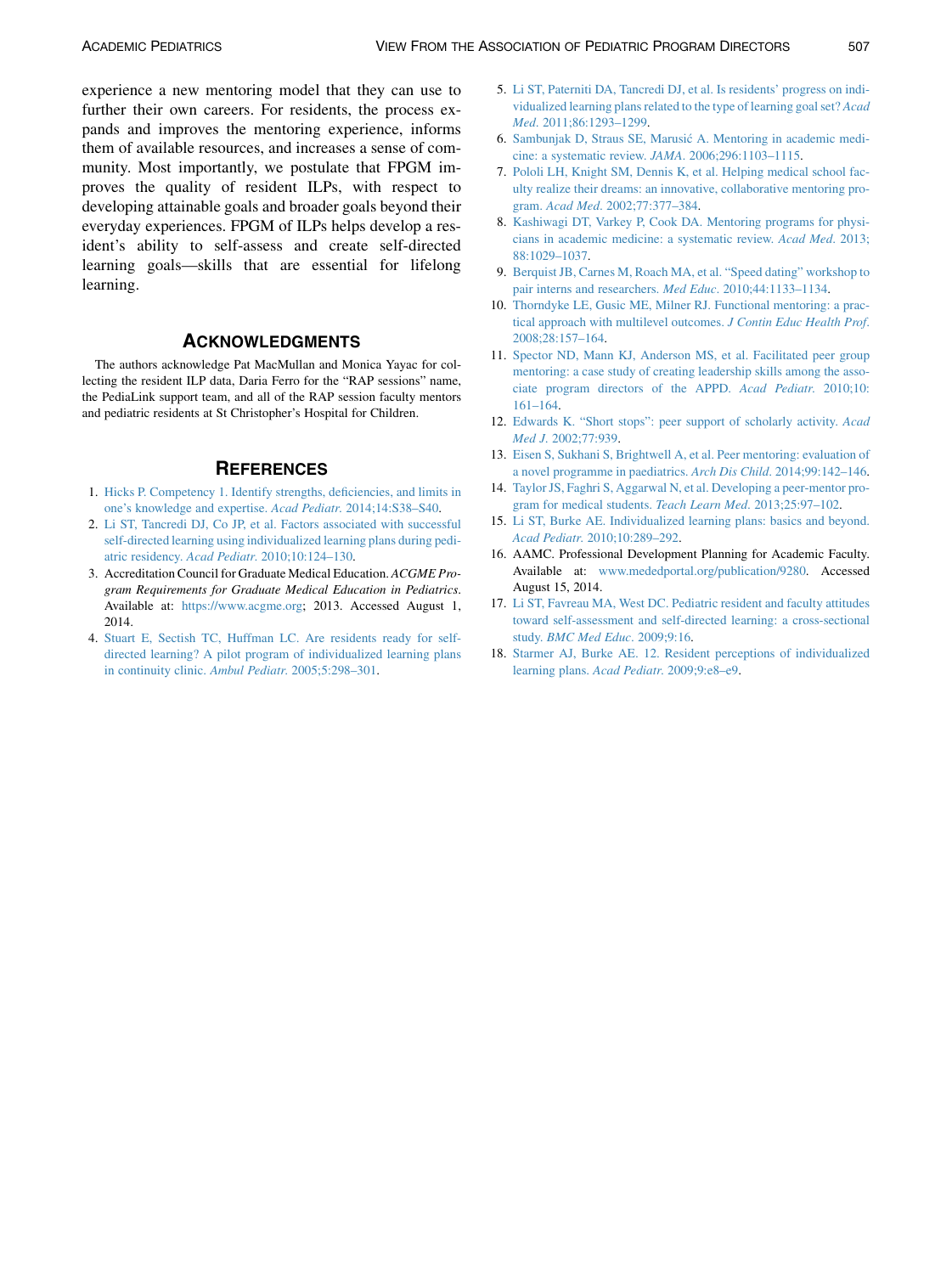experience a new mentoring model that they can use to further their own careers. For residents, the process expands and improves the mentoring experience, informs them of available resources, and increases a sense of community. Most importantly, we postulate that FPGM improves the quality of resident ILPs, with respect to developing attainable goals and broader goals beyond their everyday experiences. FPGM of ILPs helps develop a resident's ability to self-assess and create self-directed learning goals—skills that are essential for lifelong learning.

## Acknowledgments

The authors acknowledge Pat MacMullan and Monica Yayac for collecting the resident ILP data, Daria Ferro for the "RAP sessions" name, the PediaLink support team, and all of the RAP session faculty mentors and pediatric residents at St Christopher's Hospital for Children.

## References

1. Hicks P. Competency 1. Identify strengths, deficiencies, and limits in one's knowledge and expertise. *Acad Pediatr*. 2014;14:S38–S40.
2. Li ST, Tancredi DJ, Co JP, et al. Factors associated with successful self-directed learning using individualized learning plans during pediatric residency. *Acad Pediatr*. 2010;10:124–130.
3. Accreditation Council for Graduate Medical Education. *ACGME Program Requirements for Graduate Medical Education in Pediatrics*. Available at: https://www.acgme.org; 2013. Accessed August 1, 2014.
4. Stuart E, Sectish TC, Huffman LC. Are residents ready for self-directed learning? A pilot program of individualized learning plans in continuity clinic. *Ambul Pediatr*. 2005;5:298–301.
5. Li ST, Paterniti DA, Tancredi DJ, et al. Is residents' progress on individualized learning plans related to the type of learning goal set? *Acad Med*. 2011;86:1293–1299.
6. Sambunjak D, Straus SE, Marušić A. Mentoring in academic medicine: a systematic review. *JAMA*. 2006;296:1103–1115.
7. Pololi LH, Knight SM, Dennis K, et al. Helping medical school faculty realize their dreams: an innovative, collaborative mentoring program. *Acad Med*. 2002;77:377–384.
8. Kashiwagi DT, Varkey P, Cook DA. Mentoring programs for physicians in academic medicine: a systematic review. *Acad Med*. 2013; 88:1029–1037.
9. Berquist JB, Carnes M, Roach MA, et al. "Speed dating" workshop to pair interns and researchers. *Med Educ*. 2010;44:1133–1134.
10. Thorndyke LE, Gusic ME, Milner RJ. Functional mentoring: a practical approach with multilevel outcomes. *J Contin Educ Health Prof*. 2008;28:157–164.
11. Spector ND, Mann KJ, Anderson MS, et al. Facilitated peer group mentoring: a case study of creating leadership skills among the associate program directors of the APPD. *Acad Pediatr*. 2010;10: 161–164.
12. Edwards K. "Short stops": peer support of scholarly activity. *Acad Med J*. 2002;77:939.
13. Eisen S, Sukhani S, Brightwell A, et al. Peer mentoring: evaluation of a novel programme in paediatrics. *Arch Dis Child*. 2014;99:142–146.
14. Taylor JS, Faghri S, Aggarwal N, et al. Developing a peer-mentor program for medical students. *Teach Learn Med*. 2013;25:97–102.
15. Li ST, Burke AE. Individualized learning plans: basics and beyond. *Acad Pediatr*. 2010;10:289–292.
16. AAMC. Professional Development Planning for Academic Faculty. Available at: www.mededportal.org/publication/9280. Accessed August 15, 2014.
17. Li ST, Favreau MA, West DC. Pediatric resident and faculty attitudes toward self-assessment and self-directed learning: a cross-sectional study. *BMC Med Educ*. 2009;9:16.
18. Starmer AJ, Burke AE. 12. Resident perceptions of individualized learning plans. *Acad Pediatr*. 2009;9:e8–e9.